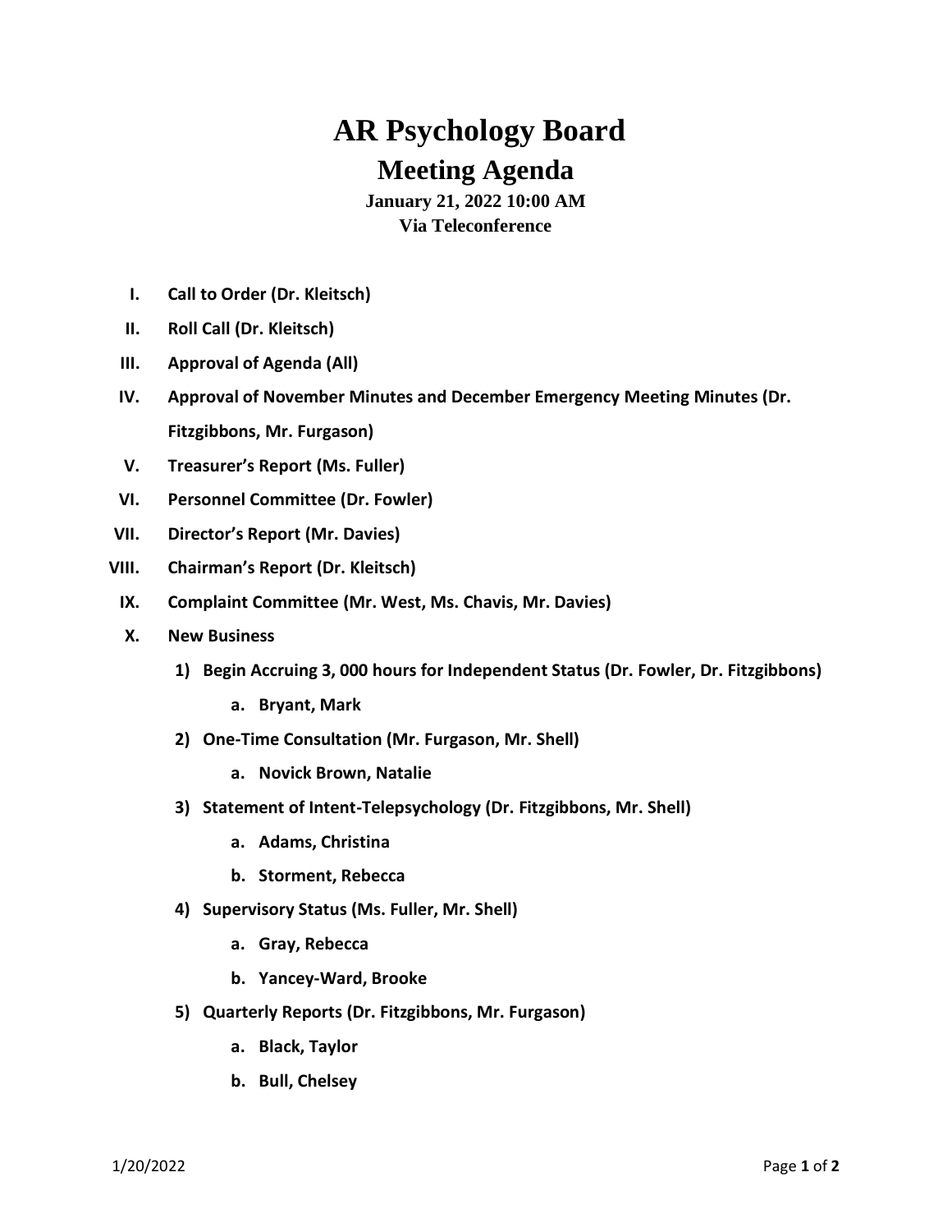# AR Psychology Board

## Meeting Agenda

**January 21, 2022 10:00 AM**
**Via Teleconference**

I. **Call to Order (Dr. Kleitsch)**

II. **Roll Call (Dr. Kleitsch)**

III. **Approval of Agenda (All)**

IV. **Approval of November Minutes and December Emergency Meeting Minutes (Dr. Fitzgibbons, Mr. Furgason)**

V. **Treasurer's Report (Ms. Fuller)**

VI. **Personnel Committee (Dr. Fowler)**

VII. **Director's Report (Mr. Davies)**

VIII. **Chairman's Report (Dr. Kleitsch)**

IX. **Complaint Committee (Mr. West, Ms. Chavis, Mr. Davies)**

X. **New Business**

1) **Begin Accruing 3, 000 hours for Independent Status (Dr. Fowler, Dr. Fitzgibbons)**
   a. **Bryant, Mark**
2) **One-Time Consultation (Mr. Furgason, Mr. Shell)**
   a. **Novick Brown, Natalie**
3) **Statement of Intent-Telepsychology (Dr. Fitzgibbons, Mr. Shell)**
   a. **Adams, Christina**
   b. **Storment, Rebecca**
4) **Supervisory Status (Ms. Fuller, Mr. Shell)**
   a. **Gray, Rebecca**
   b. **Yancey-Ward, Brooke**
5) **Quarterly Reports (Dr. Fitzgibbons, Mr. Furgason)**
   a. **Black, Taylor**
   b. **Bull, Chelsey**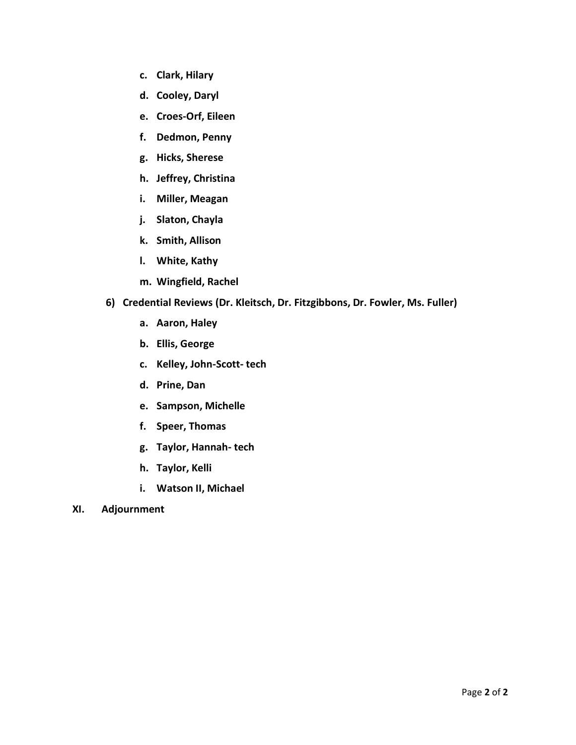- c. **Clark, Hilary**
- d. **Cooley, Daryl**
- e. **Croes-Orf, Eileen**
- f. **Dedmon, Penny**
- g. **Hicks, Sherese**
- h. **Jeffrey, Christina**
- i. **Miller, Meagan**
- j. **Slaton, Chayla**
- k. **Smith, Allison**
- l. **White, Kathy**
- m. **Wingfield, Rachel**

6) **Credential Reviews (Dr. Kleitsch, Dr. Fitzgibbons, Dr. Fowler, Ms. Fuller)**

- a. **Aaron, Haley**
- b. **Ellis, George**
- c. **Kelley, John-Scott- tech**
- d. **Prine, Dan**
- e. **Sampson, Michelle**
- f. **Speer, Thomas**
- g. **Taylor, Hannah- tech**
- h. **Taylor, Kelli**
- i. **Watson II, Michael**

**XI. Adjournment**